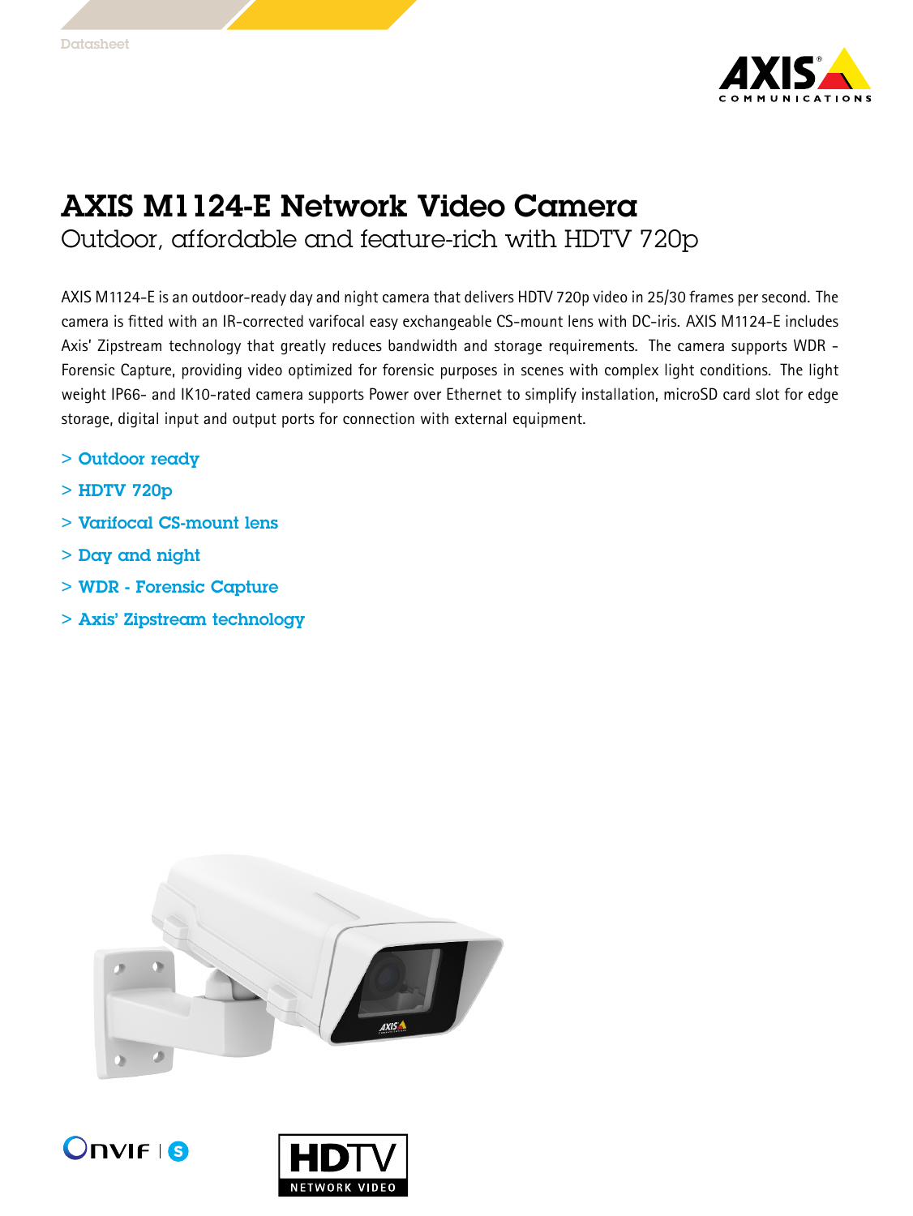Datasheet

# AXIS M1124-E Network Video Camera

## Outdoor, affordable and feature-rich with HDTV 720p

AXIS M1124-E is an outdoor-ready day and night camera that delivers HDTV 720p video in 25/30 frames per second. The camera is fitted with an IR-corrected varifocal easy exchangeable CS-mount lens with DC-iris. AXIS M1124-E includes Axis' Zipstream technology that greatly reduces bandwidth and storage requirements. The camera supports WDR - Forensic Capture, providing video optimized for forensic purposes in scenes with complex light conditions. The light weight IP66- and IK10-rated camera supports Power over Ethernet to simplify installation, microSD card slot for edge storage, digital input and output ports for connection with external equipment.

- > Outdoor ready
- > HDTV 720p
- > Varifocal CS-mount lens
- > Day and night
- > WDR - Forensic Capture
- > Axis' Zipstream technology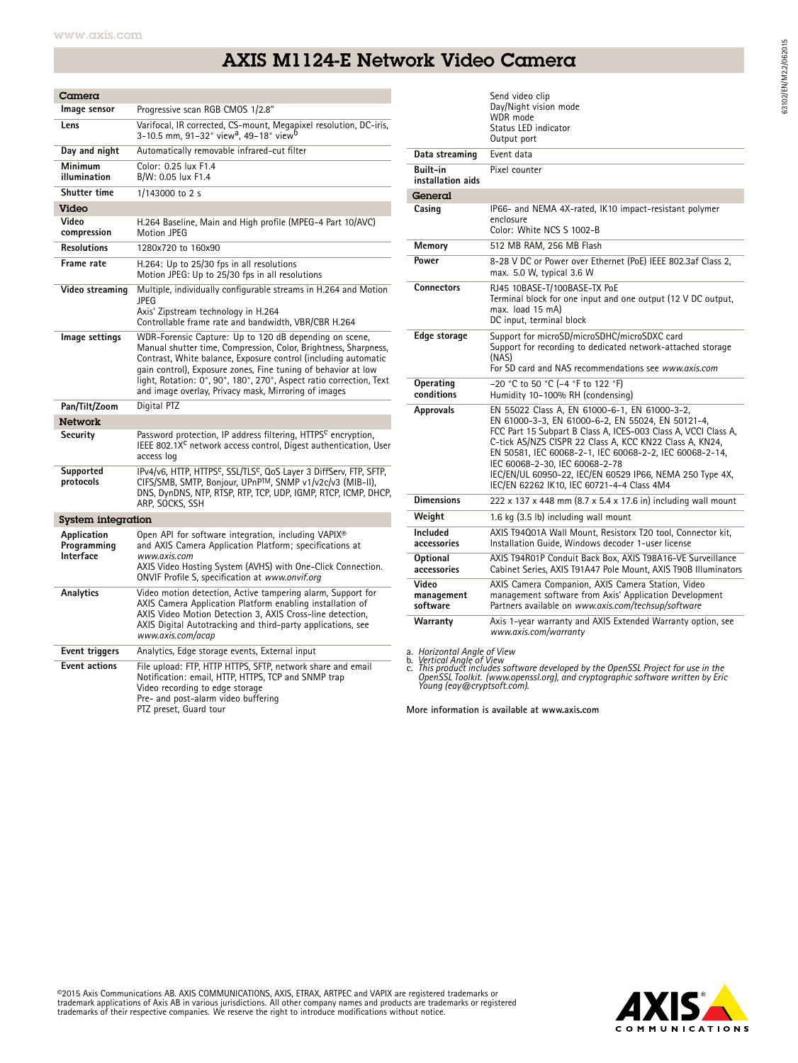# AXIS M1124-E Network Video Camera

## Camera

| | |
|---|---|
| **Image sensor** | Progressive scan RGB CMOS 1/2.8" |
| **Lens** | Varifocal, IR corrected, CS-mount, Megapixel resolution, DC-iris, 3–10.5 mm, 91–32° view[a], 49–18° view[b] |
| **Day and night** | Automatically removable infrared-cut filter |
| **Minimum illumination** | Color: 0.25 lux F1.4<br>B/W: 0.05 lux F1.4 |
| **Shutter time** | 1/143000 to 2 s |

## Video

| | |
|---|---|
| **Video compression** | H.264 Baseline, Main and High profile (MPEG-4 Part 10/AVC)<br>Motion JPEG |
| **Resolutions** | 1280x720 to 160x90 |
| **Frame rate** | H.264: Up to 25/30 fps in all resolutions<br>Motion JPEG: Up to 25/30 fps in all resolutions |
| **Video streaming** | Multiple, individually configurable streams in H.264 and Motion JPEG<br>Axis' Zipstream technology in H.264<br>Controllable frame rate and bandwidth, VBR/CBR H.264 |
| **Image settings** | WDR-Forensic Capture: Up to 120 dB depending on scene, Manual shutter time, Compression, Color, Brightness, Sharpness, Contrast, White balance, Exposure control (including automatic gain control), Exposure zones, Fine tuning of behavior at low light, Rotation: 0°, 90°, 180°, 270°, Aspect ratio correction, Text and image overlay, Privacy mask, Mirroring of images |
| **Pan/Tilt/Zoom** | Digital PTZ |

## Network

| | |
|---|---|
| **Security** | Password protection, IP address filtering, HTTPS[c] encryption, IEEE 802.1X[c] network access control, Digest authentication, User access log |
| **Supported protocols** | IPv4/v6, HTTP, HTTPS[c], SSL/TLS[c], QoS Layer 3 DiffServ, FTP, SFTP, CIFS/SMB, SMTP, Bonjour, UPnP™, SNMP v1/v2c/v3 (MIB-II), DNS, DynDNS, NTP, RTSP, RTP, TCP, UDP, IGMP, RTCP, ICMP, DHCP, ARP, SOCKS, SSH |

## System integration

| | |
|---|---|
| **Application Programming Interface** | Open API for software integration, including VAPIX® and AXIS Camera Application Platform; specifications at *www.axis.com*<br>AXIS Video Hosting System (AVHS) with One-Click Connection.<br>ONVIF Profile S, specification at *www.onvif.org* |
| **Analytics** | Video motion detection, Active tampering alarm, Support for AXIS Camera Application Platform enabling installation of AXIS Video Motion Detection 3, AXIS Cross-line detection, AXIS Digital Autotracking and third-party applications, see *www.axis.com/acap* |
| **Event triggers** | Analytics, Edge storage events, External input |
| **Event actions** | File upload: FTP, HTTP HTTPS, SFTP, network share and email<br>Notification: email, HTTP, HTTPS, TCP and SNMP trap<br>Video recording to edge storage<br>Pre- and post-alarm video buffering<br>PTZ preset, Guard tour<br>Send video clip<br>Day/Night vision mode<br>WDR mode<br>Status LED indicator<br>Output port |
| **Data streaming** | Event data |
| **Built-in installation aids** | Pixel counter |

## General

| | |
|---|---|
| **Casing** | IP66- and NEMA 4X-rated, IK10 impact-resistant polymer enclosure<br>Color: White NCS S 1002-B |
| **Memory** | 512 MB RAM, 256 MB Flash |
| **Power** | 8–28 V DC or Power over Ethernet (PoE) IEEE 802.3af Class 2, max. 5.0 W, typical 3.6 W |
| **Connectors** | RJ45 10BASE-T/100BASE-TX PoE<br>Terminal block for one input and one output (12 V DC output, max. load 15 mA)<br>DC input, terminal block |
| **Edge storage** | Support for microSD/microSDHC/microSDXC card<br>Support for recording to dedicated network-attached storage (NAS)<br>For SD card and NAS recommendations see *www.axis.com* |
| **Operating conditions** | -20 °C to 50 °C (-4 °F to 122 °F)<br>Humidity 10–100% RH (condensing) |
| **Approvals** | EN 55022 Class A, EN 61000-6-1, EN 61000-3-2, EN 61000-3-3, EN 61000-6-2, EN 55024, EN 50121-4, FCC Part 15 Subpart B Class A, ICES-003 Class A, VCCI Class A, C-tick AS/NZS CISPR 22 Class A, KCC KN22 Class A, KN24, EN 50581, IEC 60068-2-1, IEC 60068-2-2, IEC 60068-2-14, IEC 60068-2-30, IEC 60068-2-78<br>IEC/EN/UL 60950-22, IEC/EN 60529 IP66, NEMA 250 Type 4X, IEC/EN 62262 IK10, IEC 60721-4-4 Class 4M4 |
| **Dimensions** | 222 x 137 x 448 mm (8.7 x 5.4 x 17.6 in) including wall mount |
| **Weight** | 1.6 kg (3.5 lb) including wall mount |
| **Included accessories** | AXIS T94Q01A Wall Mount, Resistorx T20 tool, Connector kit, Installation Guide, Windows decoder 1-user license |
| **Optional accessories** | AXIS T94R01P Conduit Back Box, AXIS T98A16-VE Surveillance Cabinet Series, AXIS T91A47 Pole Mount, AXIS T90B Illuminators |
| **Video management software** | AXIS Camera Companion, AXIS Camera Station, Video management software from Axis' Application Development Partners available on *www.axis.com/techsup/software* |
| **Warranty** | Axis 1-year warranty and AXIS Extended Warranty option, see *www.axis.com/warranty* |

a. *Horizontal Angle of View*
b. *Vertical Angle of View*
c. *This product includes software developed by the OpenSSL Project for use in the OpenSSL Toolkit. (www.openssl.org), and cryptographic software written by Eric Young (eay@cryptsoft.com).*

More information is available at www.axis.com

©2015 Axis Communications AB. AXIS COMMUNICATIONS, AXIS, ETRAX, ARTPEC and VAPIX are registered trademarks or trademark applications of Axis AB in various jurisdictions. All other company names and products are trademarks or registered trademarks of their respective companies. We reserve the right to introduce modifications without notice.